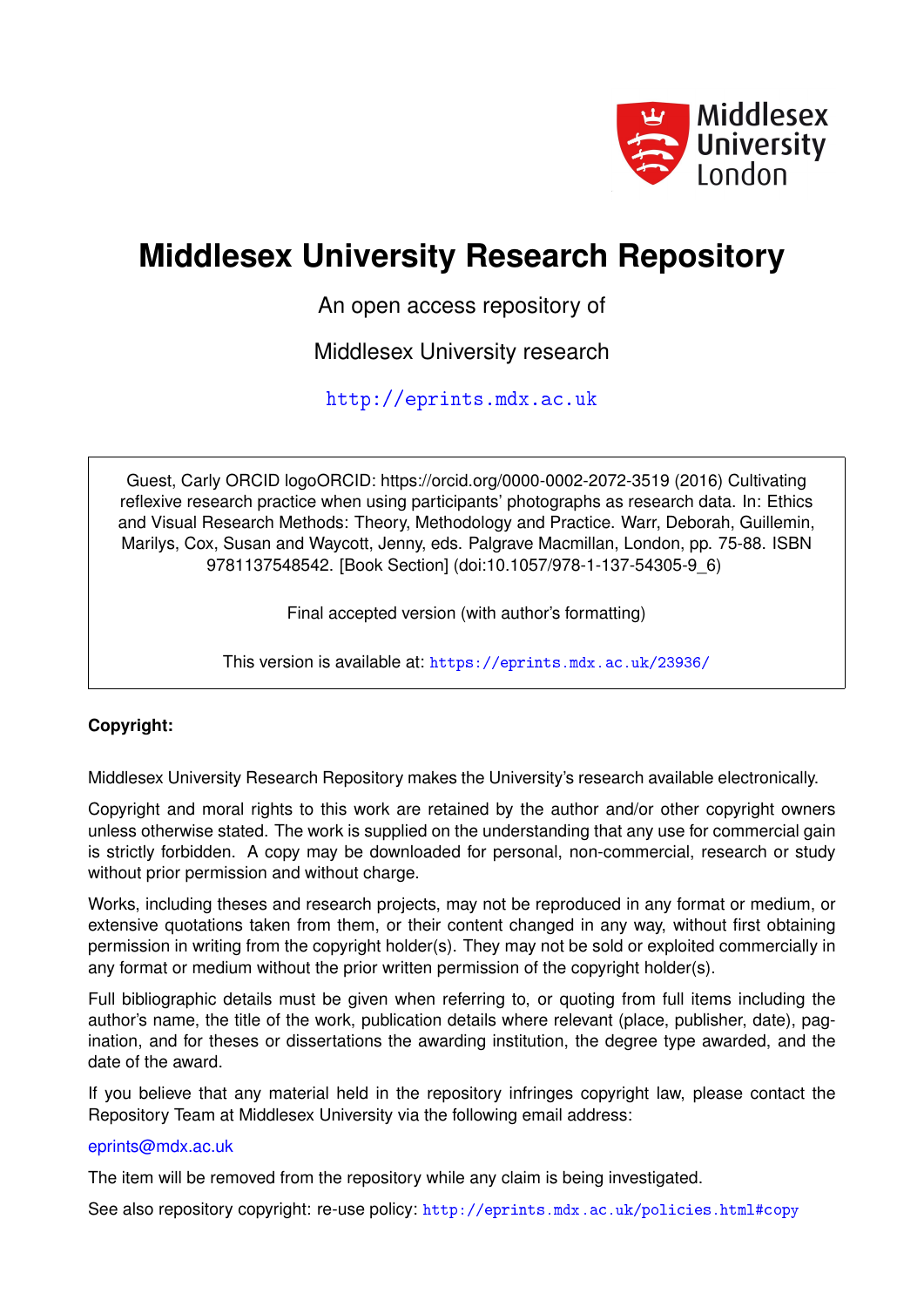Middlesex University London

# Middlesex University Research Repository

An open access repository of

Middlesex University research

http://eprints.mdx.ac.uk

Guest, Carly ORCID logoORCID: https://orcid.org/0000-0002-2072-3519 (2016) Cultivating reflexive research practice when using participants' photographs as research data. In: Ethics and Visual Research Methods: Theory, Methodology and Practice. Warr, Deborah, Guillemin, Marilys, Cox, Susan and Waycott, Jenny, eds. Palgrave Macmillan, London, pp. 75-88. ISBN 9781137548542. [Book Section] (doi:10.1057/978-1-137-54305-9_6)

Final accepted version (with author's formatting)

This version is available at: https://eprints.mdx.ac.uk/23936/

**Copyright:**

Middlesex University Research Repository makes the University's research available electronically.

Copyright and moral rights to this work are retained by the author and/or other copyright owners unless otherwise stated. The work is supplied on the understanding that any use for commercial gain is strictly forbidden. A copy may be downloaded for personal, non-commercial, research or study without prior permission and without charge.

Works, including theses and research projects, may not be reproduced in any format or medium, or extensive quotations taken from them, or their content changed in any way, without first obtaining permission in writing from the copyright holder(s). They may not be sold or exploited commercially in any format or medium without the prior written permission of the copyright holder(s).

Full bibliographic details must be given when referring to, or quoting from full items including the author's name, the title of the work, publication details where relevant (place, publisher, date), pagination, and for theses or dissertations the awarding institution, the degree type awarded, and the date of the award.

If you believe that any material held in the repository infringes copyright law, please contact the Repository Team at Middlesex University via the following email address:

eprints@mdx.ac.uk

The item will be removed from the repository while any claim is being investigated.

See also repository copyright: re-use policy: http://eprints.mdx.ac.uk/policies.html#copy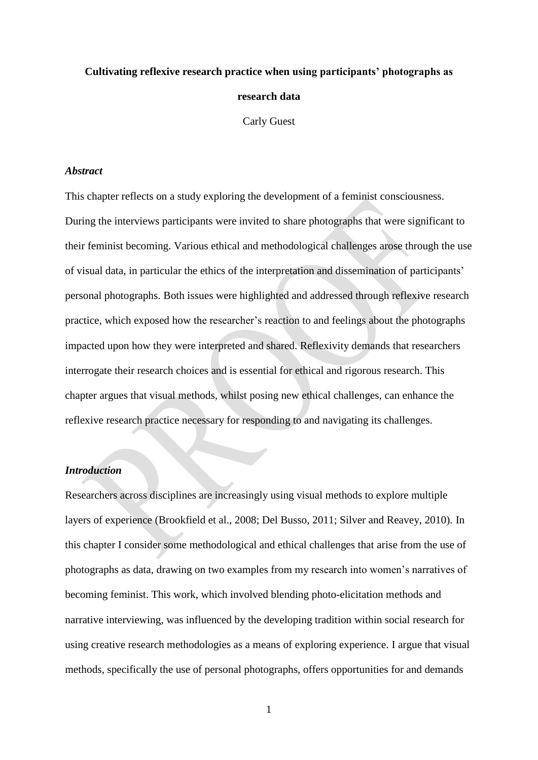# Cultivating reflexive research practice when using participants' photographs as research data

Carly Guest

### *Abstract*

This chapter reflects on a study exploring the development of a feminist consciousness. During the interviews participants were invited to share photographs that were significant to their feminist becoming. Various ethical and methodological challenges arose through the use of visual data, in particular the ethics of the interpretation and dissemination of participants' personal photographs. Both issues were highlighted and addressed through reflexive research practice, which exposed how the researcher's reaction to and feelings about the photographs impacted upon how they were interpreted and shared. Reflexivity demands that researchers interrogate their research choices and is essential for ethical and rigorous research. This chapter argues that visual methods, whilst posing new ethical challenges, can enhance the reflexive research practice necessary for responding to and navigating its challenges.

### *Introduction*

Researchers across disciplines are increasingly using visual methods to explore multiple layers of experience (Brookfield et al., 2008; Del Busso, 2011; Silver and Reavey, 2010). In this chapter I consider some methodological and ethical challenges that arise from the use of photographs as data, drawing on two examples from my research into women's narratives of becoming feminist. This work, which involved blending photo-elicitation methods and narrative interviewing, was influenced by the developing tradition within social research for using creative research methodologies as a means of exploring experience. I argue that visual methods, specifically the use of personal photographs, offers opportunities for and demands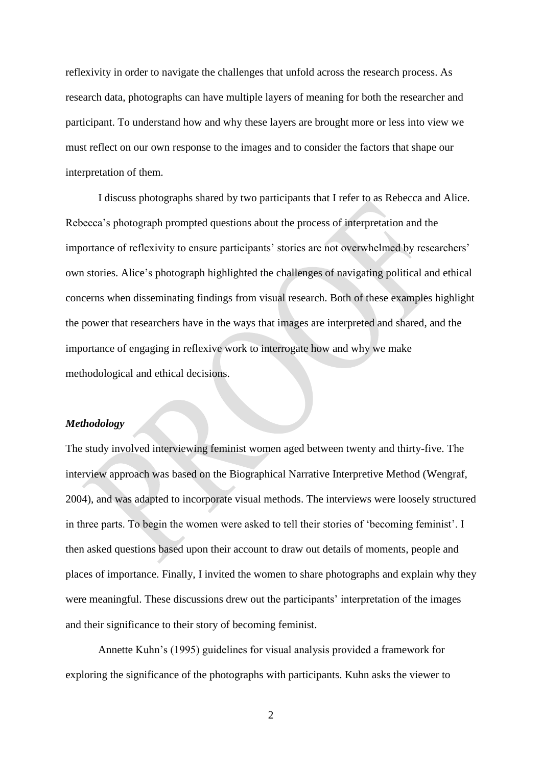reflexivity in order to navigate the challenges that unfold across the research process. As research data, photographs can have multiple layers of meaning for both the researcher and participant. To understand how and why these layers are brought more or less into view we must reflect on our own response to the images and to consider the factors that shape our interpretation of them.

I discuss photographs shared by two participants that I refer to as Rebecca and Alice. Rebecca's photograph prompted questions about the process of interpretation and the importance of reflexivity to ensure participants' stories are not overwhelmed by researchers' own stories. Alice's photograph highlighted the challenges of navigating political and ethical concerns when disseminating findings from visual research. Both of these examples highlight the power that researchers have in the ways that images are interpreted and shared, and the importance of engaging in reflexive work to interrogate how and why we make methodological and ethical decisions.

### *Methodology*

The study involved interviewing feminist women aged between twenty and thirty-five. The interview approach was based on the Biographical Narrative Interpretive Method (Wengraf, 2004), and was adapted to incorporate visual methods. The interviews were loosely structured in three parts. To begin the women were asked to tell their stories of 'becoming feminist'. I then asked questions based upon their account to draw out details of moments, people and places of importance. Finally, I invited the women to share photographs and explain why they were meaningful. These discussions drew out the participants' interpretation of the images and their significance to their story of becoming feminist.

Annette Kuhn's (1995) guidelines for visual analysis provided a framework for exploring the significance of the photographs with participants. Kuhn asks the viewer to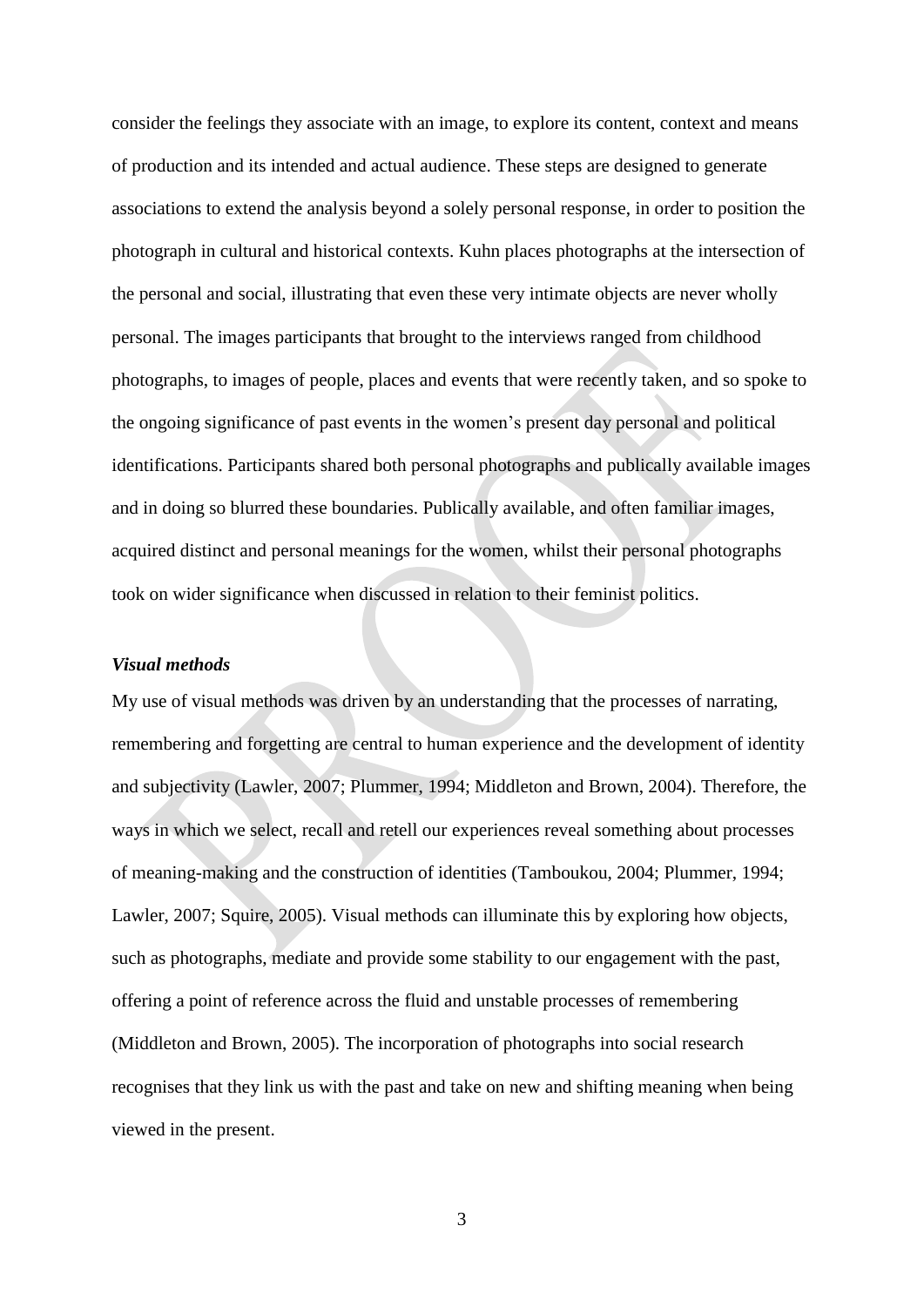consider the feelings they associate with an image, to explore its content, context and means of production and its intended and actual audience. These steps are designed to generate associations to extend the analysis beyond a solely personal response, in order to position the photograph in cultural and historical contexts. Kuhn places photographs at the intersection of the personal and social, illustrating that even these very intimate objects are never wholly personal. The images participants that brought to the interviews ranged from childhood photographs, to images of people, places and events that were recently taken, and so spoke to the ongoing significance of past events in the women's present day personal and political identifications. Participants shared both personal photographs and publically available images and in doing so blurred these boundaries. Publically available, and often familiar images, acquired distinct and personal meanings for the women, whilst their personal photographs took on wider significance when discussed in relation to their feminist politics.

### *Visual methods*

My use of visual methods was driven by an understanding that the processes of narrating, remembering and forgetting are central to human experience and the development of identity and subjectivity (Lawler, 2007; Plummer, 1994; Middleton and Brown, 2004). Therefore, the ways in which we select, recall and retell our experiences reveal something about processes of meaning-making and the construction of identities (Tamboukou, 2004; Plummer, 1994; Lawler, 2007; Squire, 2005). Visual methods can illuminate this by exploring how objects, such as photographs, mediate and provide some stability to our engagement with the past, offering a point of reference across the fluid and unstable processes of remembering (Middleton and Brown, 2005). The incorporation of photographs into social research recognises that they link us with the past and take on new and shifting meaning when being viewed in the present.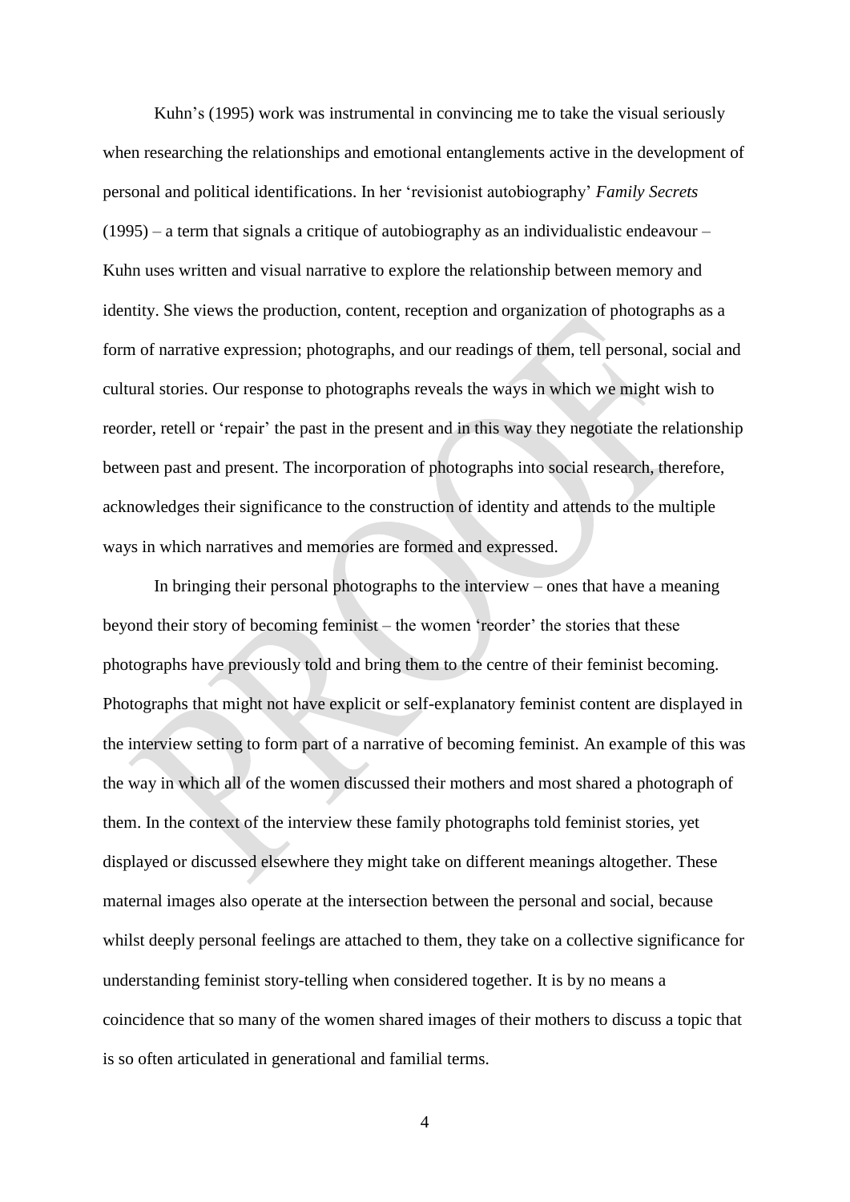Kuhn's (1995) work was instrumental in convincing me to take the visual seriously when researching the relationships and emotional entanglements active in the development of personal and political identifications. In her 'revisionist autobiography' *Family Secrets* (1995) – a term that signals a critique of autobiography as an individualistic endeavour – Kuhn uses written and visual narrative to explore the relationship between memory and identity. She views the production, content, reception and organization of photographs as a form of narrative expression; photographs, and our readings of them, tell personal, social and cultural stories. Our response to photographs reveals the ways in which we might wish to reorder, retell or 'repair' the past in the present and in this way they negotiate the relationship between past and present. The incorporation of photographs into social research, therefore, acknowledges their significance to the construction of identity and attends to the multiple ways in which narratives and memories are formed and expressed.

In bringing their personal photographs to the interview – ones that have a meaning beyond their story of becoming feminist – the women 'reorder' the stories that these photographs have previously told and bring them to the centre of their feminist becoming. Photographs that might not have explicit or self-explanatory feminist content are displayed in the interview setting to form part of a narrative of becoming feminist. An example of this was the way in which all of the women discussed their mothers and most shared a photograph of them. In the context of the interview these family photographs told feminist stories, yet displayed or discussed elsewhere they might take on different meanings altogether. These maternal images also operate at the intersection between the personal and social, because whilst deeply personal feelings are attached to them, they take on a collective significance for understanding feminist story-telling when considered together. It is by no means a coincidence that so many of the women shared images of their mothers to discuss a topic that is so often articulated in generational and familial terms.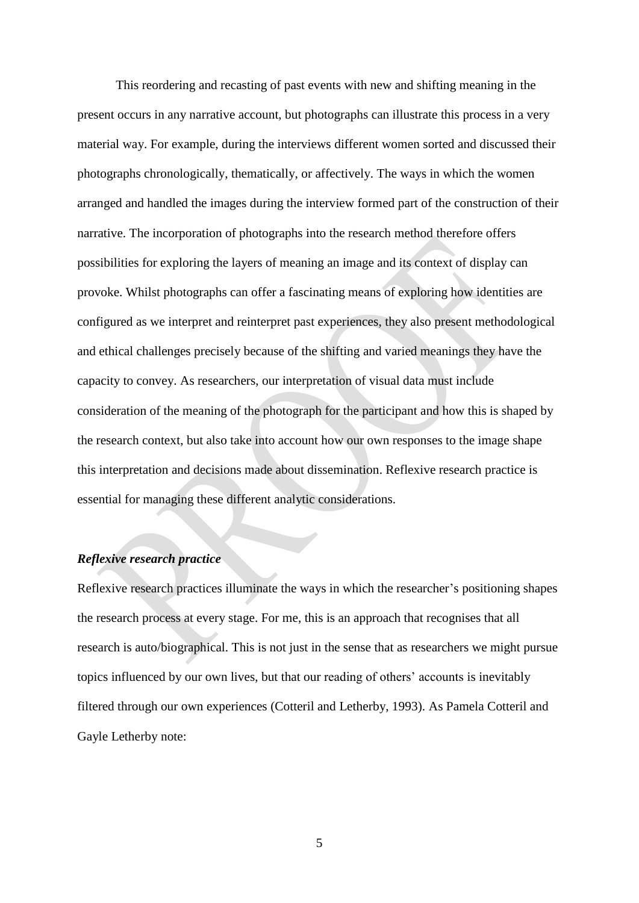This reordering and recasting of past events with new and shifting meaning in the present occurs in any narrative account, but photographs can illustrate this process in a very material way. For example, during the interviews different women sorted and discussed their photographs chronologically, thematically, or affectively. The ways in which the women arranged and handled the images during the interview formed part of the construction of their narrative. The incorporation of photographs into the research method therefore offers possibilities for exploring the layers of meaning an image and its context of display can provoke. Whilst photographs can offer a fascinating means of exploring how identities are configured as we interpret and reinterpret past experiences, they also present methodological and ethical challenges precisely because of the shifting and varied meanings they have the capacity to convey. As researchers, our interpretation of visual data must include consideration of the meaning of the photograph for the participant and how this is shaped by the research context, but also take into account how our own responses to the image shape this interpretation and decisions made about dissemination. Reflexive research practice is essential for managing these different analytic considerations.

### *Reflexive research practice*

Reflexive research practices illuminate the ways in which the researcher's positioning shapes the research process at every stage. For me, this is an approach that recognises that all research is auto/biographical. This is not just in the sense that as researchers we might pursue topics influenced by our own lives, but that our reading of others' accounts is inevitably filtered through our own experiences (Cotteril and Letherby, 1993). As Pamela Cotteril and Gayle Letherby note: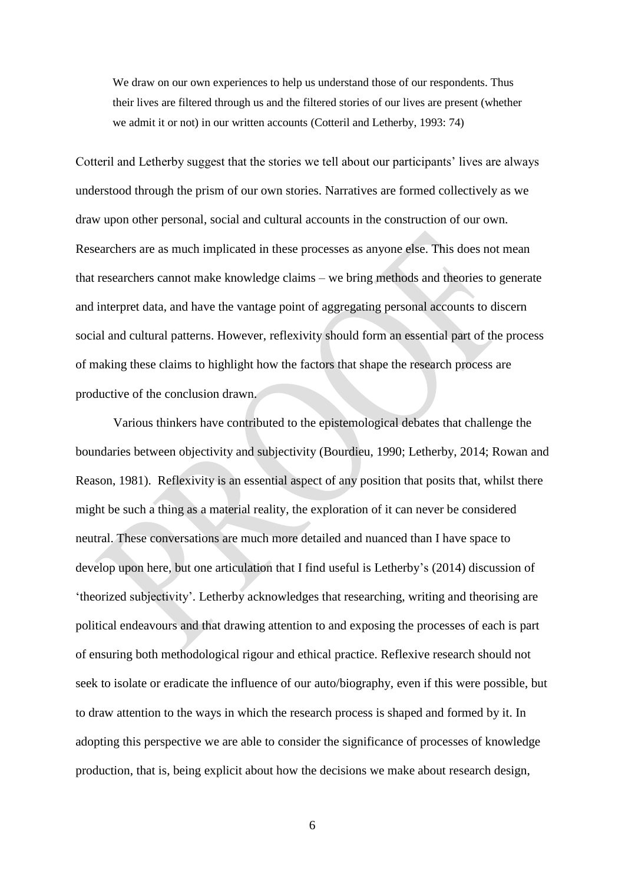> We draw on our own experiences to help us understand those of our respondents. Thus their lives are filtered through us and the filtered stories of our lives are present (whether we admit it or not) in our written accounts (Cotteril and Letherby, 1993: 74)

Cotteril and Letherby suggest that the stories we tell about our participants' lives are always understood through the prism of our own stories. Narratives are formed collectively as we draw upon other personal, social and cultural accounts in the construction of our own. Researchers are as much implicated in these processes as anyone else. This does not mean that researchers cannot make knowledge claims – we bring methods and theories to generate and interpret data, and have the vantage point of aggregating personal accounts to discern social and cultural patterns. However, reflexivity should form an essential part of the process of making these claims to highlight how the factors that shape the research process are productive of the conclusion drawn.

Various thinkers have contributed to the epistemological debates that challenge the boundaries between objectivity and subjectivity (Bourdieu, 1990; Letherby, 2014; Rowan and Reason, 1981). Reflexivity is an essential aspect of any position that posits that, whilst there might be such a thing as a material reality, the exploration of it can never be considered neutral. These conversations are much more detailed and nuanced than I have space to develop upon here, but one articulation that I find useful is Letherby's (2014) discussion of 'theorized subjectivity'. Letherby acknowledges that researching, writing and theorising are political endeavours and that drawing attention to and exposing the processes of each is part of ensuring both methodological rigour and ethical practice. Reflexive research should not seek to isolate or eradicate the influence of our auto/biography, even if this were possible, but to draw attention to the ways in which the research process is shaped and formed by it. In adopting this perspective we are able to consider the significance of processes of knowledge production, that is, being explicit about how the decisions we make about research design,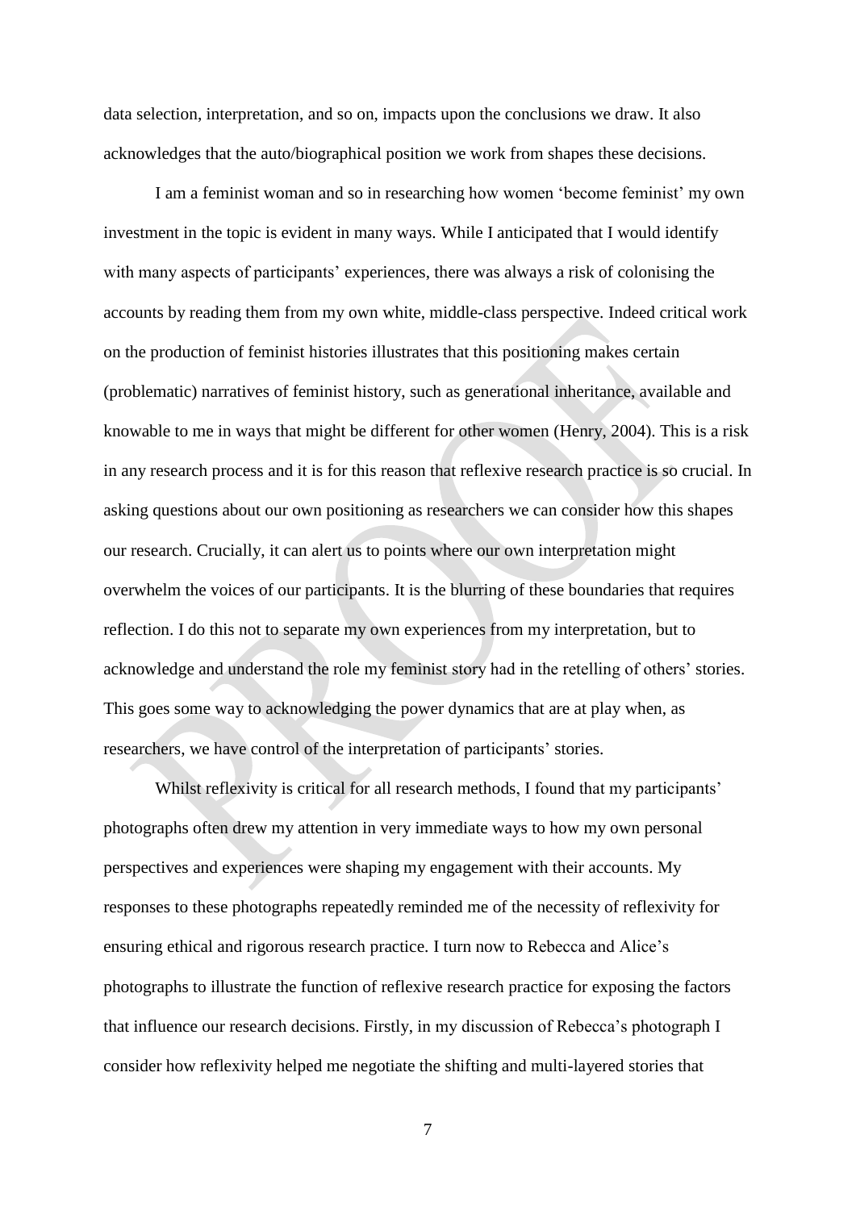data selection, interpretation, and so on, impacts upon the conclusions we draw. It also acknowledges that the auto/biographical position we work from shapes these decisions.

I am a feminist woman and so in researching how women 'become feminist' my own investment in the topic is evident in many ways. While I anticipated that I would identify with many aspects of participants' experiences, there was always a risk of colonising the accounts by reading them from my own white, middle-class perspective. Indeed critical work on the production of feminist histories illustrates that this positioning makes certain (problematic) narratives of feminist history, such as generational inheritance, available and knowable to me in ways that might be different for other women (Henry, 2004). This is a risk in any research process and it is for this reason that reflexive research practice is so crucial. In asking questions about our own positioning as researchers we can consider how this shapes our research. Crucially, it can alert us to points where our own interpretation might overwhelm the voices of our participants. It is the blurring of these boundaries that requires reflection. I do this not to separate my own experiences from my interpretation, but to acknowledge and understand the role my feminist story had in the retelling of others' stories. This goes some way to acknowledging the power dynamics that are at play when, as researchers, we have control of the interpretation of participants' stories.

Whilst reflexivity is critical for all research methods, I found that my participants' photographs often drew my attention in very immediate ways to how my own personal perspectives and experiences were shaping my engagement with their accounts. My responses to these photographs repeatedly reminded me of the necessity of reflexivity for ensuring ethical and rigorous research practice. I turn now to Rebecca and Alice's photographs to illustrate the function of reflexive research practice for exposing the factors that influence our research decisions. Firstly, in my discussion of Rebecca's photograph I consider how reflexivity helped me negotiate the shifting and multi-layered stories that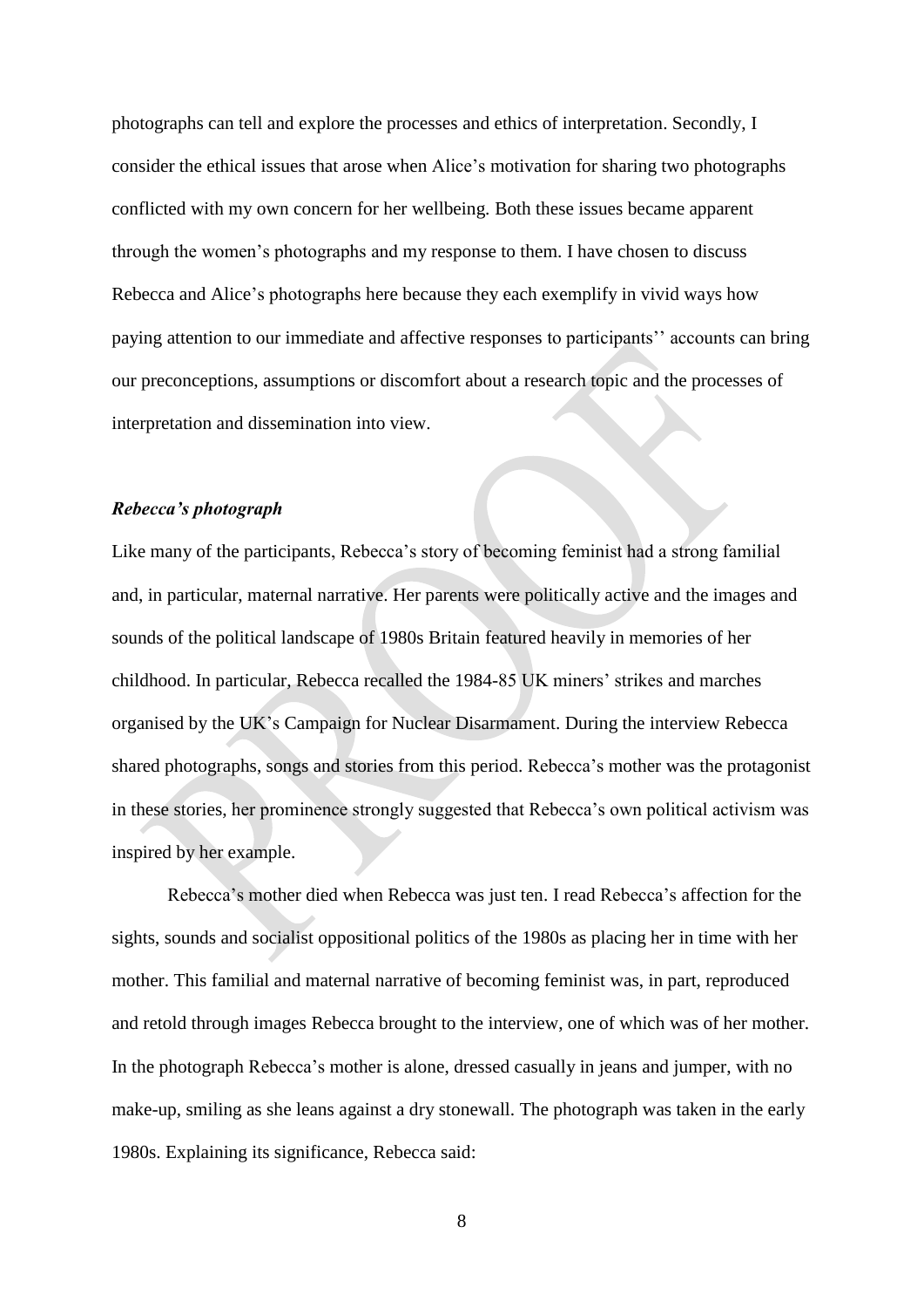photographs can tell and explore the processes and ethics of interpretation. Secondly, I consider the ethical issues that arose when Alice's motivation for sharing two photographs conflicted with my own concern for her wellbeing. Both these issues became apparent through the women's photographs and my response to them. I have chosen to discuss Rebecca and Alice's photographs here because they each exemplify in vivid ways how paying attention to our immediate and affective responses to participants'' accounts can bring our preconceptions, assumptions or discomfort about a research topic and the processes of interpretation and dissemination into view.

### *Rebecca's photograph*

Like many of the participants, Rebecca's story of becoming feminist had a strong familial and, in particular, maternal narrative. Her parents were politically active and the images and sounds of the political landscape of 1980s Britain featured heavily in memories of her childhood. In particular, Rebecca recalled the 1984-85 UK miners' strikes and marches organised by the UK's Campaign for Nuclear Disarmament. During the interview Rebecca shared photographs, songs and stories from this period. Rebecca's mother was the protagonist in these stories, her prominence strongly suggested that Rebecca's own political activism was inspired by her example.

Rebecca's mother died when Rebecca was just ten. I read Rebecca's affection for the sights, sounds and socialist oppositional politics of the 1980s as placing her in time with her mother. This familial and maternal narrative of becoming feminist was, in part, reproduced and retold through images Rebecca brought to the interview, one of which was of her mother. In the photograph Rebecca's mother is alone, dressed casually in jeans and jumper, with no make-up, smiling as she leans against a dry stonewall. The photograph was taken in the early 1980s. Explaining its significance, Rebecca said: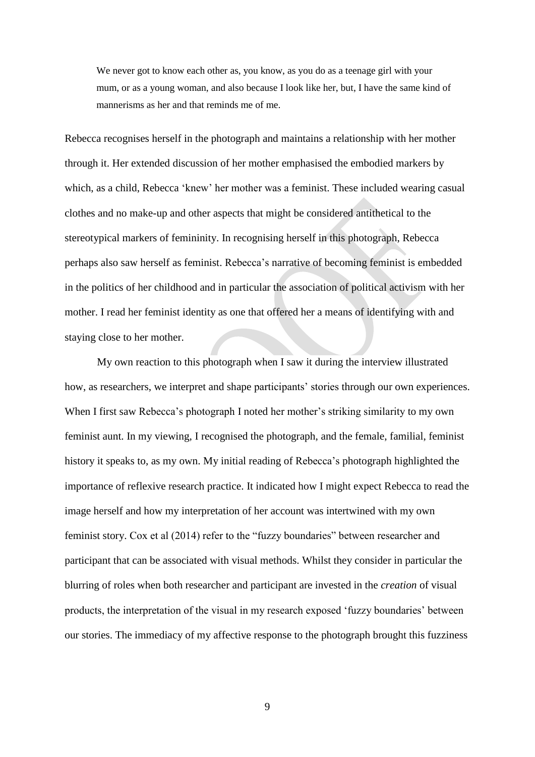> We never got to know each other as, you know, as you do as a teenage girl with your mum, or as a young woman, and also because I look like her, but, I have the same kind of mannerisms as her and that reminds me of me.

Rebecca recognises herself in the photograph and maintains a relationship with her mother through it. Her extended discussion of her mother emphasised the embodied markers by which, as a child, Rebecca 'knew' her mother was a feminist. These included wearing casual clothes and no make-up and other aspects that might be considered antithetical to the stereotypical markers of femininity. In recognising herself in this photograph, Rebecca perhaps also saw herself as feminist. Rebecca's narrative of becoming feminist is embedded in the politics of her childhood and in particular the association of political activism with her mother. I read her feminist identity as one that offered her a means of identifying with and staying close to her mother.

My own reaction to this photograph when I saw it during the interview illustrated how, as researchers, we interpret and shape participants' stories through our own experiences. When I first saw Rebecca's photograph I noted her mother's striking similarity to my own feminist aunt. In my viewing, I recognised the photograph, and the female, familial, feminist history it speaks to, as my own. My initial reading of Rebecca's photograph highlighted the importance of reflexive research practice. It indicated how I might expect Rebecca to read the image herself and how my interpretation of her account was intertwined with my own feminist story. Cox et al (2014) refer to the "fuzzy boundaries" between researcher and participant that can be associated with visual methods. Whilst they consider in particular the blurring of roles when both researcher and participant are invested in the *creation* of visual products, the interpretation of the visual in my research exposed 'fuzzy boundaries' between our stories. The immediacy of my affective response to the photograph brought this fuzziness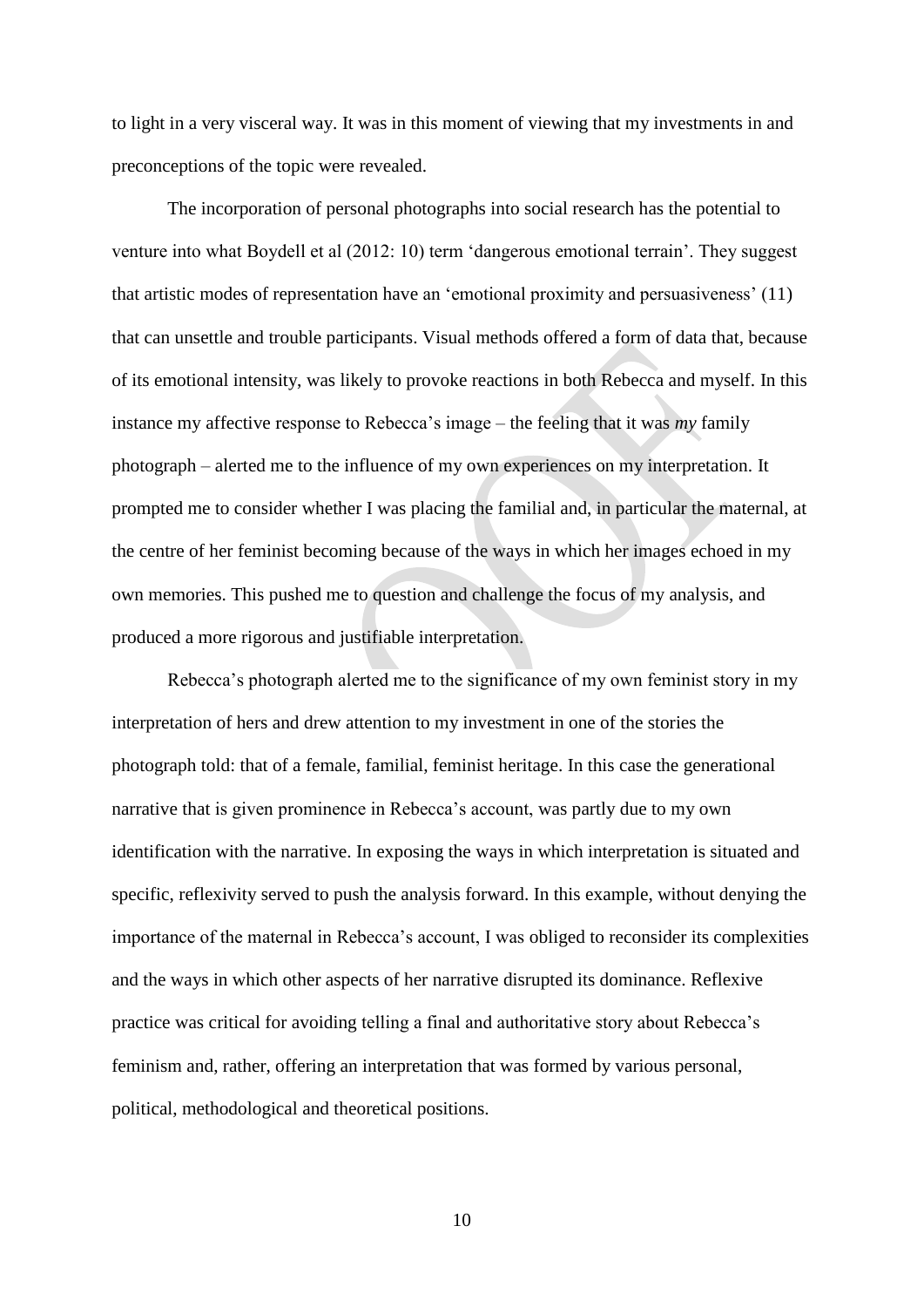to light in a very visceral way. It was in this moment of viewing that my investments in and preconceptions of the topic were revealed.

The incorporation of personal photographs into social research has the potential to venture into what Boydell et al (2012: 10) term 'dangerous emotional terrain'. They suggest that artistic modes of representation have an 'emotional proximity and persuasiveness' (11) that can unsettle and trouble participants. Visual methods offered a form of data that, because of its emotional intensity, was likely to provoke reactions in both Rebecca and myself. In this instance my affective response to Rebecca's image – the feeling that it was *my* family photograph – alerted me to the influence of my own experiences on my interpretation. It prompted me to consider whether I was placing the familial and, in particular the maternal, at the centre of her feminist becoming because of the ways in which her images echoed in my own memories. This pushed me to question and challenge the focus of my analysis, and produced a more rigorous and justifiable interpretation.

Rebecca's photograph alerted me to the significance of my own feminist story in my interpretation of hers and drew attention to my investment in one of the stories the photograph told: that of a female, familial, feminist heritage. In this case the generational narrative that is given prominence in Rebecca's account, was partly due to my own identification with the narrative. In exposing the ways in which interpretation is situated and specific, reflexivity served to push the analysis forward. In this example, without denying the importance of the maternal in Rebecca's account, I was obliged to reconsider its complexities and the ways in which other aspects of her narrative disrupted its dominance. Reflexive practice was critical for avoiding telling a final and authoritative story about Rebecca's feminism and, rather, offering an interpretation that was formed by various personal, political, methodological and theoretical positions.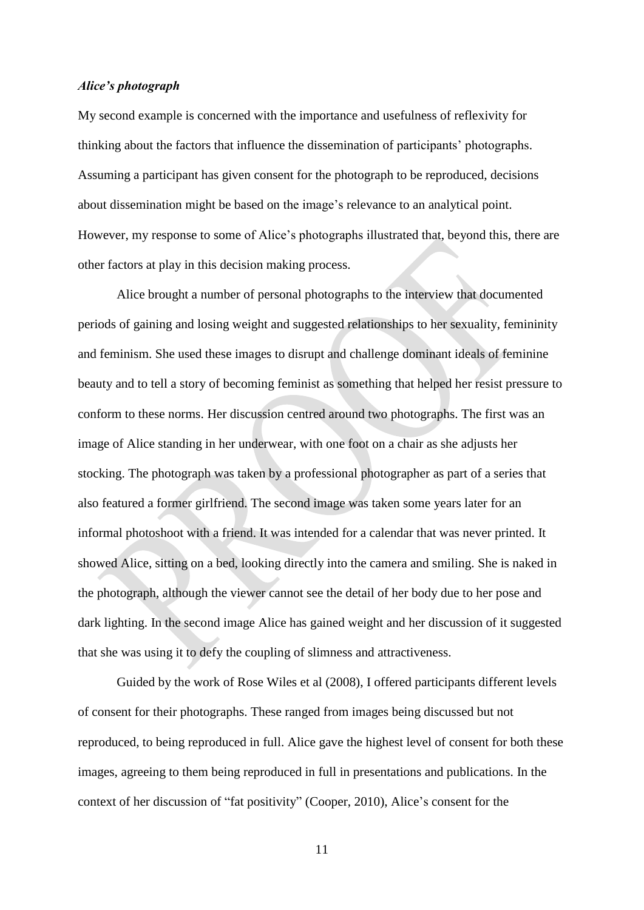### *Alice's photograph*

My second example is concerned with the importance and usefulness of reflexivity for thinking about the factors that influence the dissemination of participants' photographs. Assuming a participant has given consent for the photograph to be reproduced, decisions about dissemination might be based on the image's relevance to an analytical point. However, my response to some of Alice's photographs illustrated that, beyond this, there are other factors at play in this decision making process.

Alice brought a number of personal photographs to the interview that documented periods of gaining and losing weight and suggested relationships to her sexuality, femininity and feminism. She used these images to disrupt and challenge dominant ideals of feminine beauty and to tell a story of becoming feminist as something that helped her resist pressure to conform to these norms. Her discussion centred around two photographs. The first was an image of Alice standing in her underwear, with one foot on a chair as she adjusts her stocking. The photograph was taken by a professional photographer as part of a series that also featured a former girlfriend. The second image was taken some years later for an informal photoshoot with a friend. It was intended for a calendar that was never printed. It showed Alice, sitting on a bed, looking directly into the camera and smiling. She is naked in the photograph, although the viewer cannot see the detail of her body due to her pose and dark lighting. In the second image Alice has gained weight and her discussion of it suggested that she was using it to defy the coupling of slimness and attractiveness.

Guided by the work of Rose Wiles et al (2008), I offered participants different levels of consent for their photographs. These ranged from images being discussed but not reproduced, to being reproduced in full. Alice gave the highest level of consent for both these images, agreeing to them being reproduced in full in presentations and publications. In the context of her discussion of "fat positivity" (Cooper, 2010), Alice's consent for the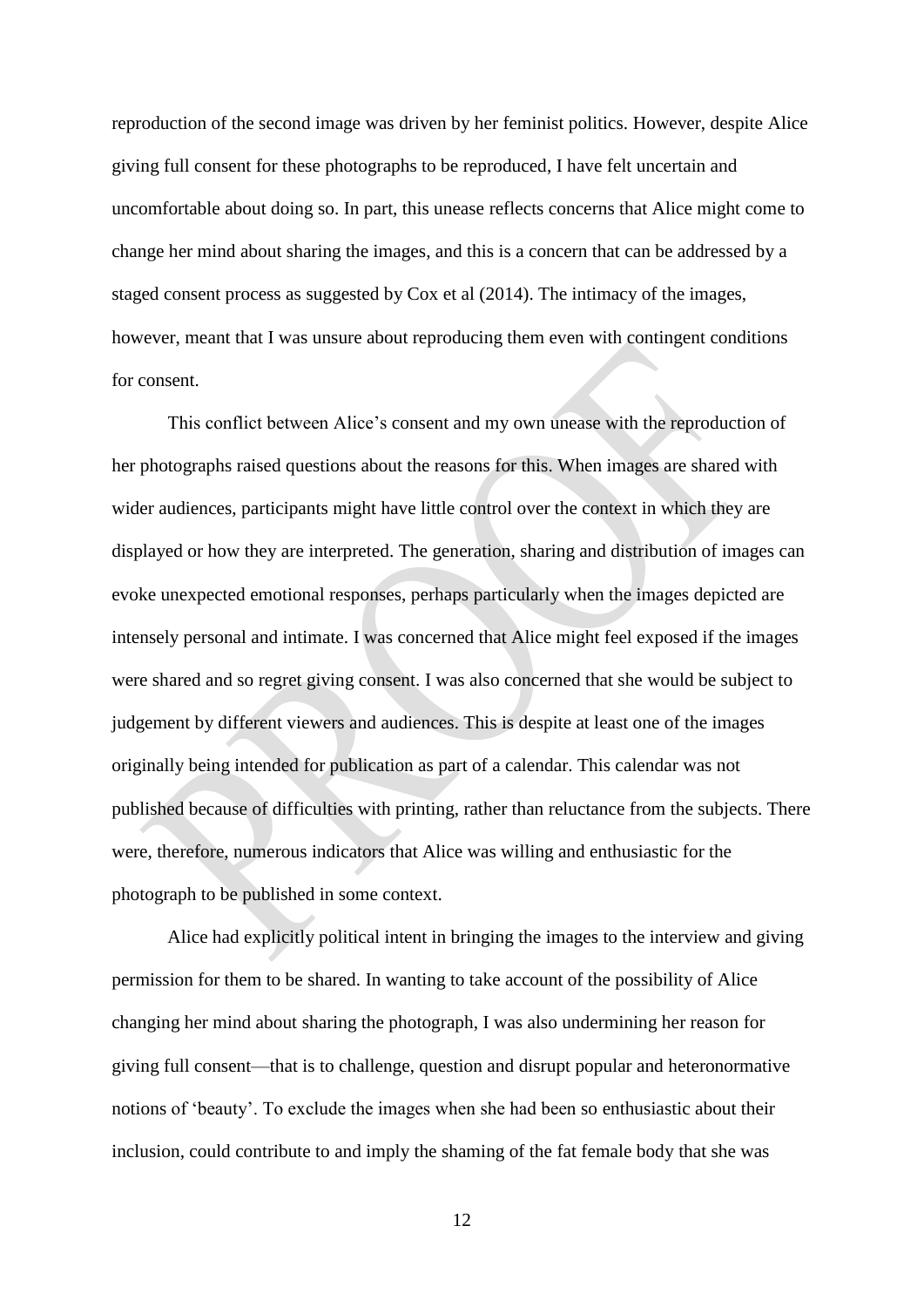reproduction of the second image was driven by her feminist politics. However, despite Alice giving full consent for these photographs to be reproduced, I have felt uncertain and uncomfortable about doing so. In part, this unease reflects concerns that Alice might come to change her mind about sharing the images, and this is a concern that can be addressed by a staged consent process as suggested by Cox et al (2014). The intimacy of the images, however, meant that I was unsure about reproducing them even with contingent conditions for consent.

This conflict between Alice's consent and my own unease with the reproduction of her photographs raised questions about the reasons for this. When images are shared with wider audiences, participants might have little control over the context in which they are displayed or how they are interpreted. The generation, sharing and distribution of images can evoke unexpected emotional responses, perhaps particularly when the images depicted are intensely personal and intimate. I was concerned that Alice might feel exposed if the images were shared and so regret giving consent. I was also concerned that she would be subject to judgement by different viewers and audiences. This is despite at least one of the images originally being intended for publication as part of a calendar. This calendar was not published because of difficulties with printing, rather than reluctance from the subjects. There were, therefore, numerous indicators that Alice was willing and enthusiastic for the photograph to be published in some context.

Alice had explicitly political intent in bringing the images to the interview and giving permission for them to be shared. In wanting to take account of the possibility of Alice changing her mind about sharing the photograph, I was also undermining her reason for giving full consent—that is to challenge, question and disrupt popular and heteronormative notions of 'beauty'. To exclude the images when she had been so enthusiastic about their inclusion, could contribute to and imply the shaming of the fat female body that she was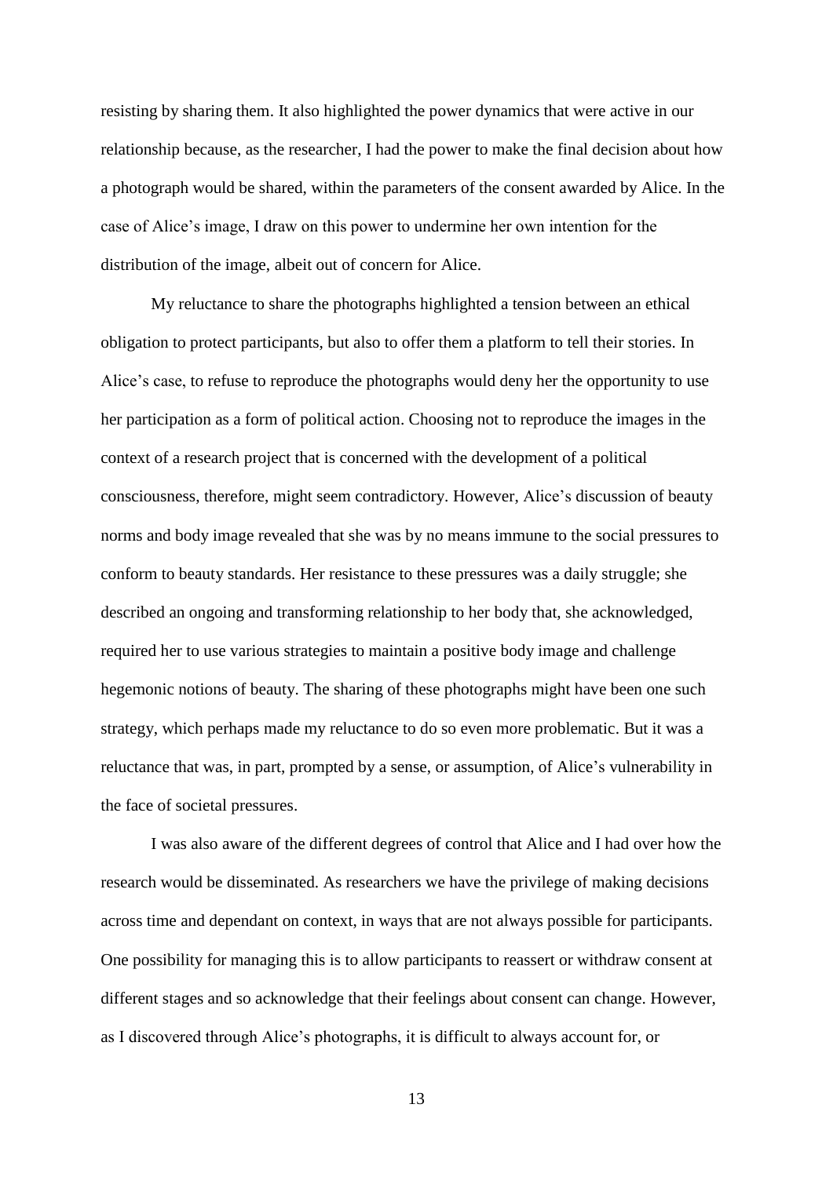resisting by sharing them. It also highlighted the power dynamics that were active in our relationship because, as the researcher, I had the power to make the final decision about how a photograph would be shared, within the parameters of the consent awarded by Alice. In the case of Alice's image, I draw on this power to undermine her own intention for the distribution of the image, albeit out of concern for Alice.

My reluctance to share the photographs highlighted a tension between an ethical obligation to protect participants, but also to offer them a platform to tell their stories. In Alice's case, to refuse to reproduce the photographs would deny her the opportunity to use her participation as a form of political action. Choosing not to reproduce the images in the context of a research project that is concerned with the development of a political consciousness, therefore, might seem contradictory. However, Alice's discussion of beauty norms and body image revealed that she was by no means immune to the social pressures to conform to beauty standards. Her resistance to these pressures was a daily struggle; she described an ongoing and transforming relationship to her body that, she acknowledged, required her to use various strategies to maintain a positive body image and challenge hegemonic notions of beauty. The sharing of these photographs might have been one such strategy, which perhaps made my reluctance to do so even more problematic. But it was a reluctance that was, in part, prompted by a sense, or assumption, of Alice's vulnerability in the face of societal pressures.

I was also aware of the different degrees of control that Alice and I had over how the research would be disseminated. As researchers we have the privilege of making decisions across time and dependant on context, in ways that are not always possible for participants. One possibility for managing this is to allow participants to reassert or withdraw consent at different stages and so acknowledge that their feelings about consent can change. However, as I discovered through Alice's photographs, it is difficult to always account for, or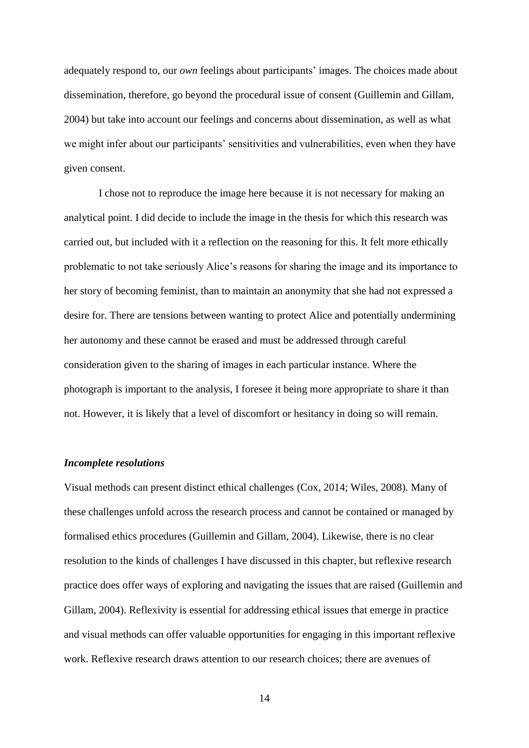adequately respond to, our *own* feelings about participants' images. The choices made about dissemination, therefore, go beyond the procedural issue of consent (Guillemin and Gillam, 2004) but take into account our feelings and concerns about dissemination, as well as what we might infer about our participants' sensitivities and vulnerabilities, even when they have given consent.

I chose not to reproduce the image here because it is not necessary for making an analytical point. I did decide to include the image in the thesis for which this research was carried out, but included with it a reflection on the reasoning for this. It felt more ethically problematic to not take seriously Alice's reasons for sharing the image and its importance to her story of becoming feminist, than to maintain an anonymity that she had not expressed a desire for. There are tensions between wanting to protect Alice and potentially undermining her autonomy and these cannot be erased and must be addressed through careful consideration given to the sharing of images in each particular instance. Where the photograph is important to the analysis, I foresee it being more appropriate to share it than not. However, it is likely that a level of discomfort or hesitancy in doing so will remain.

### ***Incomplete resolutions***

Visual methods can present distinct ethical challenges (Cox, 2014; Wiles, 2008). Many of these challenges unfold across the research process and cannot be contained or managed by formalised ethics procedures (Guillemin and Gillam, 2004). Likewise, there is no clear resolution to the kinds of challenges I have discussed in this chapter, but reflexive research practice does offer ways of exploring and navigating the issues that are raised (Guillemin and Gillam, 2004). Reflexivity is essential for addressing ethical issues that emerge in practice and visual methods can offer valuable opportunities for engaging in this important reflexive work. Reflexive research draws attention to our research choices; there are avenues of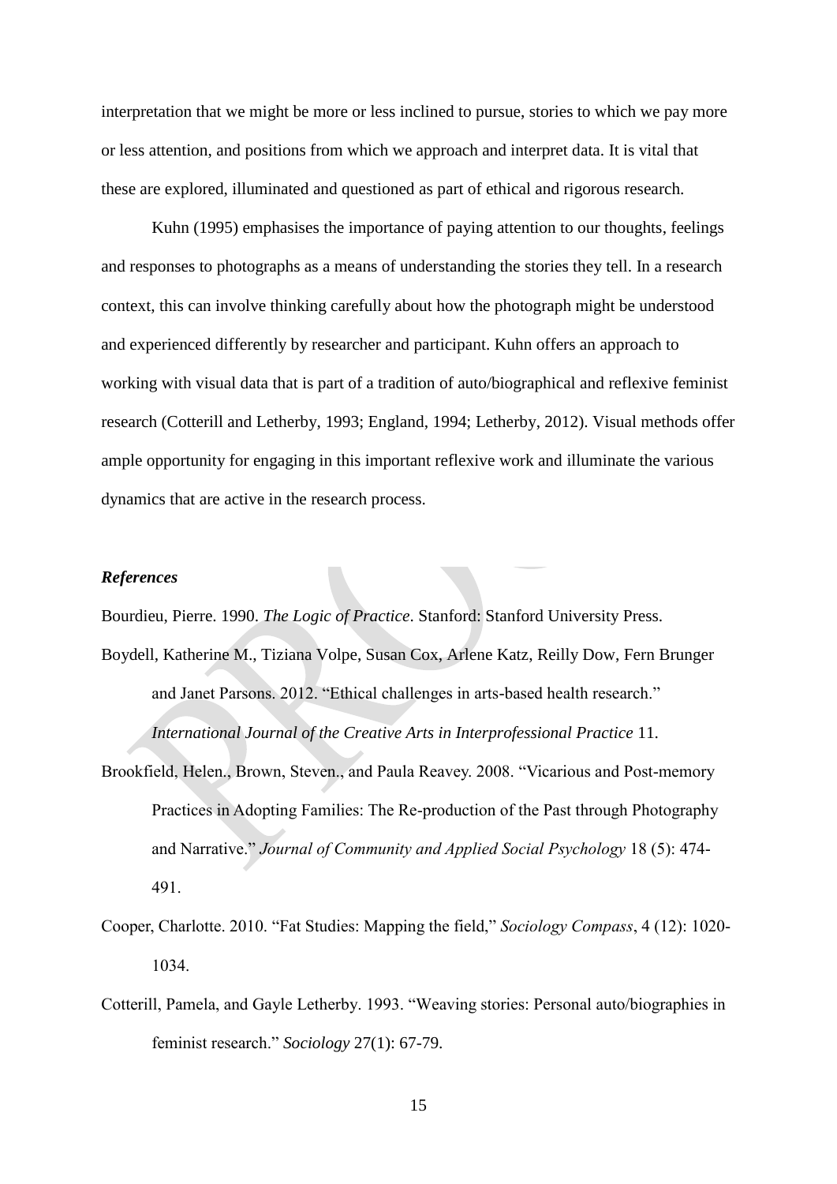interpretation that we might be more or less inclined to pursue, stories to which we pay more or less attention, and positions from which we approach and interpret data. It is vital that these are explored, illuminated and questioned as part of ethical and rigorous research.

Kuhn (1995) emphasises the importance of paying attention to our thoughts, feelings and responses to photographs as a means of understanding the stories they tell. In a research context, this can involve thinking carefully about how the photograph might be understood and experienced differently by researcher and participant. Kuhn offers an approach to working with visual data that is part of a tradition of auto/biographical and reflexive feminist research (Cotterill and Letherby, 1993; England, 1994; Letherby, 2012). Visual methods offer ample opportunity for engaging in this important reflexive work and illuminate the various dynamics that are active in the research process.

### *References*

Bourdieu, Pierre. 1990. *The Logic of Practice*. Stanford: Stanford University Press.

Boydell, Katherine M., Tiziana Volpe, Susan Cox, Arlene Katz, Reilly Dow, Fern Brunger and Janet Parsons. 2012. "Ethical challenges in arts-based health research." *International Journal of the Creative Arts in Interprofessional Practice* 11.

Brookfield, Helen., Brown, Steven., and Paula Reavey. 2008. "Vicarious and Post-memory Practices in Adopting Families: The Re-production of the Past through Photography and Narrative." *Journal of Community and Applied Social Psychology* 18 (5): 474-491.

Cooper, Charlotte. 2010. "Fat Studies: Mapping the field," *Sociology Compass*, 4 (12): 1020-1034.

Cotterill, Pamela, and Gayle Letherby. 1993. "Weaving stories: Personal auto/biographies in feminist research." *Sociology* 27(1): 67-79.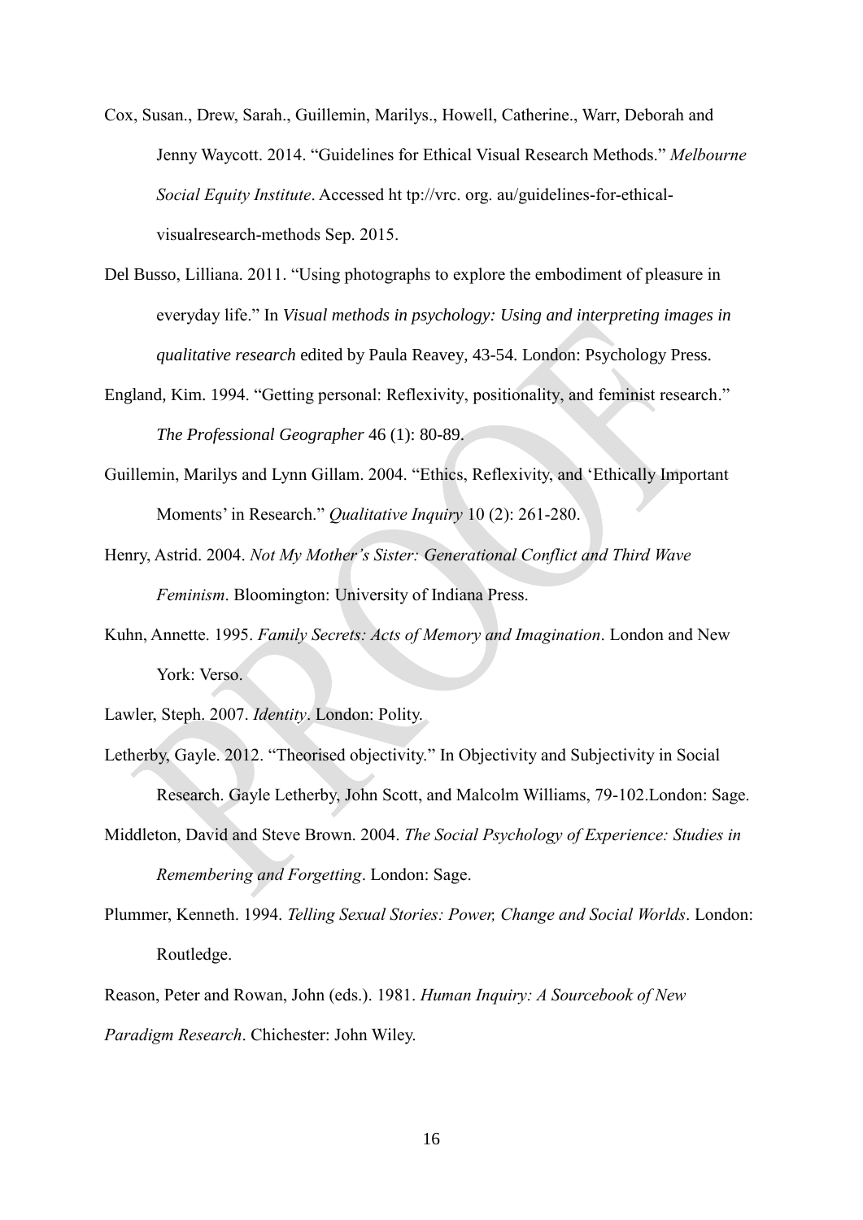Cox, Susan., Drew, Sarah., Guillemin, Marilys., Howell, Catherine., Warr, Deborah and Jenny Waycott. 2014. "Guidelines for Ethical Visual Research Methods." *Melbourne Social Equity Institute*. Accessed ht tp://vrc. org. au/guidelines-for-ethical-visualresearch-methods Sep. 2015.

Del Busso, Lilliana. 2011. "Using photographs to explore the embodiment of pleasure in everyday life." In *Visual methods in psychology: Using and interpreting images in qualitative research* edited by Paula Reavey, 43-54. London: Psychology Press.

England, Kim. 1994. "Getting personal: Reflexivity, positionality, and feminist research." *The Professional Geographer* 46 (1): 80-89.

Guillemin, Marilys and Lynn Gillam. 2004. "Ethics, Reflexivity, and 'Ethically Important Moments' in Research." *Qualitative Inquiry* 10 (2): 261-280.

Henry, Astrid. 2004. *Not My Mother's Sister: Generational Conflict and Third Wave Feminism*. Bloomington: University of Indiana Press.

Kuhn, Annette. 1995. *Family Secrets: Acts of Memory and Imagination*. London and New York: Verso.

Lawler, Steph. 2007. *Identity*. London: Polity.

Letherby, Gayle. 2012. "Theorised objectivity." In Objectivity and Subjectivity in Social Research. Gayle Letherby, John Scott, and Malcolm Williams, 79-102.London: Sage.

Middleton, David and Steve Brown. 2004. *The Social Psychology of Experience: Studies in Remembering and Forgetting*. London: Sage.

Plummer, Kenneth. 1994. *Telling Sexual Stories: Power, Change and Social Worlds*. London: Routledge.

Reason, Peter and Rowan, John (eds.). 1981. *Human Inquiry: A Sourcebook of New Paradigm Research*. Chichester: John Wiley.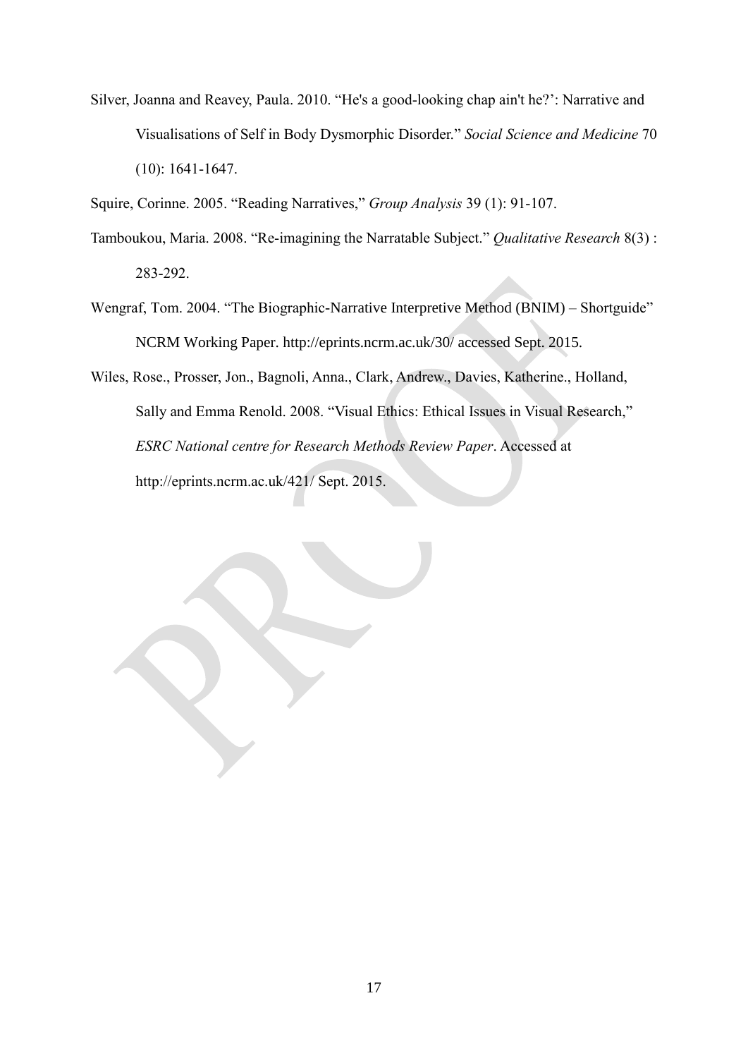Silver, Joanna and Reavey, Paula. 2010. "He's a good-looking chap ain't he?': Narrative and Visualisations of Self in Body Dysmorphic Disorder." *Social Science and Medicine* 70 (10): 1641-1647.

Squire, Corinne. 2005. "Reading Narratives," *Group Analysis* 39 (1): 91-107.

Tamboukou, Maria. 2008. "Re-imagining the Narratable Subject." *Qualitative Research* 8(3) : 283-292.

Wengraf, Tom. 2004. "The Biographic-Narrative Interpretive Method (BNIM) – Shortguide" NCRM Working Paper. http://eprints.ncrm.ac.uk/30/ accessed Sept. 2015.

Wiles, Rose., Prosser, Jon., Bagnoli, Anna., Clark, Andrew., Davies, Katherine., Holland, Sally and Emma Renold. 2008. "Visual Ethics: Ethical Issues in Visual Research," *ESRC National centre for Research Methods Review Paper*. Accessed at http://eprints.ncrm.ac.uk/421/ Sept. 2015.